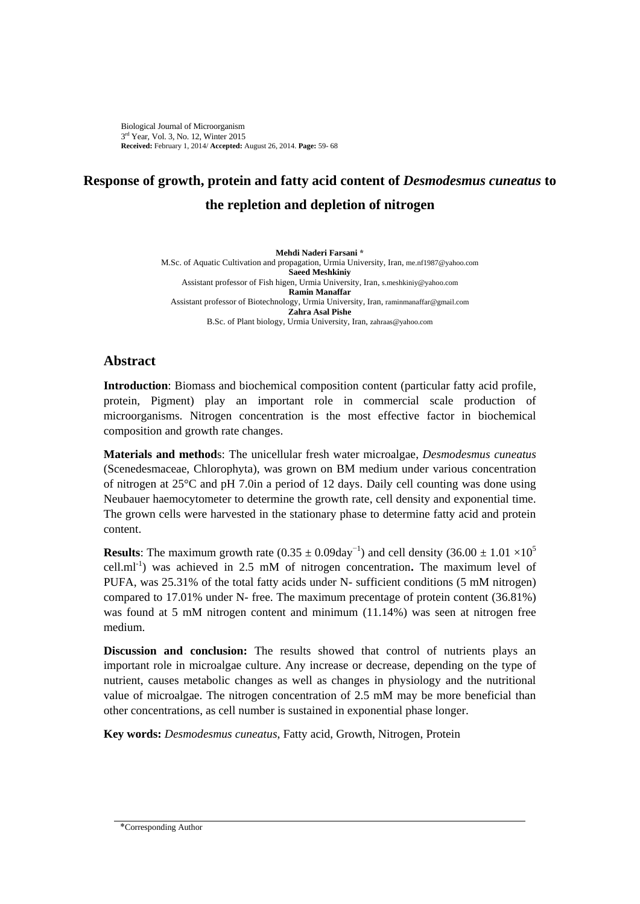# Response of growth, protein and fatty acid content of *Desmodesmus cuneatus* to the repletion and depletion of nitrogen

**Mehdi Naderi Farsani** *
M.Sc. of Aquatic Cultivation and propagation, Urmia University, Iran, me.nf1987@yahoo.com
**Saeed Meshkiniy**
Assistant professor of Fish higen, Urmia University, Iran, s.meshkiniy@yahoo.com
**Ramin Manaffar**
Assistant professor of Biotechnology, Urmia University, Iran, raminmanaffar@gmail.com
**Zahra Asal Pishe**
B.Sc. of Plant biology, Urmia University, Iran, zahraas@yahoo.com

## Abstract

**Introduction**: Biomass and biochemical composition content (particular fatty acid profile, protein, Pigment) play an important role in commercial scale production of microorganisms. Nitrogen concentration is the most effective factor in biochemical composition and growth rate changes.

**Materials and methods**: The unicellular fresh water microalgae, *Desmodesmus cuneatus* (Scenedesmaceae, Chlorophyta), was grown on BM medium under various concentration of nitrogen at 25°C and pH 7.0in a period of 12 days. Daily cell counting was done using Neubauer haemocytometer to determine the growth rate, cell density and exponential time. The grown cells were harvested in the stationary phase to determine fatty acid and protein content.

**Results**: The maximum growth rate ($0.35 \pm 0.09 day^{-1}$) and cell density ($36.00 \pm 1.01 \times 10^5$ $cell.ml^{-1}$) was achieved in 2.5 mM of nitrogen concentration**.** The maximum level of PUFA, was 25.31% of the total fatty acids under N- sufficient conditions (5 mM nitrogen) compared to 17.01% under N- free. The maximum precentage of protein content (36.81%) was found at 5 mM nitrogen content and minimum (11.14%) was seen at nitrogen free medium.

**Discussion and conclusion:** The results showed that control of nutrients plays an important role in microalgae culture. Any increase or decrease, depending on the type of nutrient, causes metabolic changes as well as changes in physiology and the nutritional value of microalgae. The nitrogen concentration of 2.5 mM may be more beneficial than other concentrations, as cell number is sustained in exponential phase longer.

**Key words:** *Desmodesmus cuneatus*, Fatty acid, Growth, Nitrogen, Protein

*Corresponding Author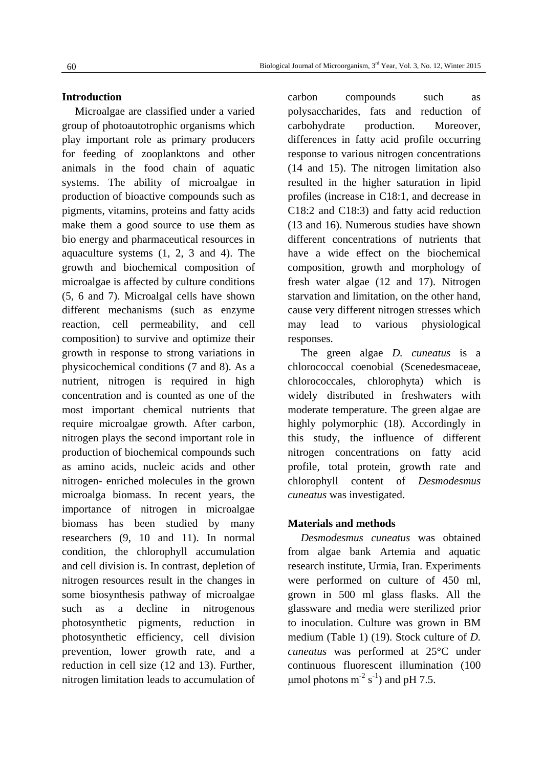## Introduction

Microalgae are classified under a varied group of photoautotrophic organisms which play important role as primary producers for feeding of zooplanktons and other animals in the food chain of aquatic systems. The ability of microalgae in production of bioactive compounds such as pigments, vitamins, proteins and fatty acids make them a good source to use them as bio energy and pharmaceutical resources in aquaculture systems (1, 2, 3 and 4). The growth and biochemical composition of microalgae is affected by culture conditions (5, 6 and 7). Microalgal cells have shown different mechanisms (such as enzyme reaction, cell permeability, and cell composition) to survive and optimize their growth in response to strong variations in physicochemical conditions (7 and 8). As a nutrient, nitrogen is required in high concentration and is counted as one of the most important chemical nutrients that require microalgae growth. After carbon, nitrogen plays the second important role in production of biochemical compounds such as amino acids, nucleic acids and other nitrogen- enriched molecules in the grown microalga biomass. In recent years, the importance of nitrogen in microalgae biomass has been studied by many researchers (9, 10 and 11). In normal condition, the chlorophyll accumulation and cell division is. In contrast, depletion of nitrogen resources result in the changes in some biosynthesis pathway of microalgae such as a decline in nitrogenous photosynthetic pigments, reduction in photosynthetic efficiency, cell division prevention, lower growth rate, and a reduction in cell size (12 and 13). Further, nitrogen limitation leads to accumulation of carbon compounds such as polysaccharides, fats and reduction of carbohydrate production. Moreover, differences in fatty acid profile occurring response to various nitrogen concentrations (14 and 15). The nitrogen limitation also resulted in the higher saturation in lipid profiles (increase in C18:1, and decrease in C18:2 and C18:3) and fatty acid reduction (13 and 16). Numerous studies have shown different concentrations of nutrients that have a wide effect on the biochemical composition, growth and morphology of fresh water algae (12 and 17). Nitrogen starvation and limitation, on the other hand, cause very different nitrogen stresses which may lead to various physiological responses.

The green algae *D. cuneatus* is a chlorococcal coenobial (Scenedesmaceae, chlorococcales, chlorophyta) which is widely distributed in freshwaters with moderate temperature. The green algae are highly polymorphic (18). Accordingly in this study, the influence of different nitrogen concentrations on fatty acid profile, total protein, growth rate and chlorophyll content of *Desmodesmus cuneatus* was investigated.

## Materials and methods

*Desmodesmus cuneatus* was obtained from algae bank Artemia and aquatic research institute, Urmia, Iran. Experiments were performed on culture of 450 ml, grown in 500 ml glass flasks. All the glassware and media were sterilized prior to inoculation. Culture was grown in BM medium (Table 1) (19). Stock culture of *D. cuneatus* was performed at 25°C under continuous fluorescent illumination (100 μmol photons $m^{-2}$ $s^{-1}$) and pH 7.5.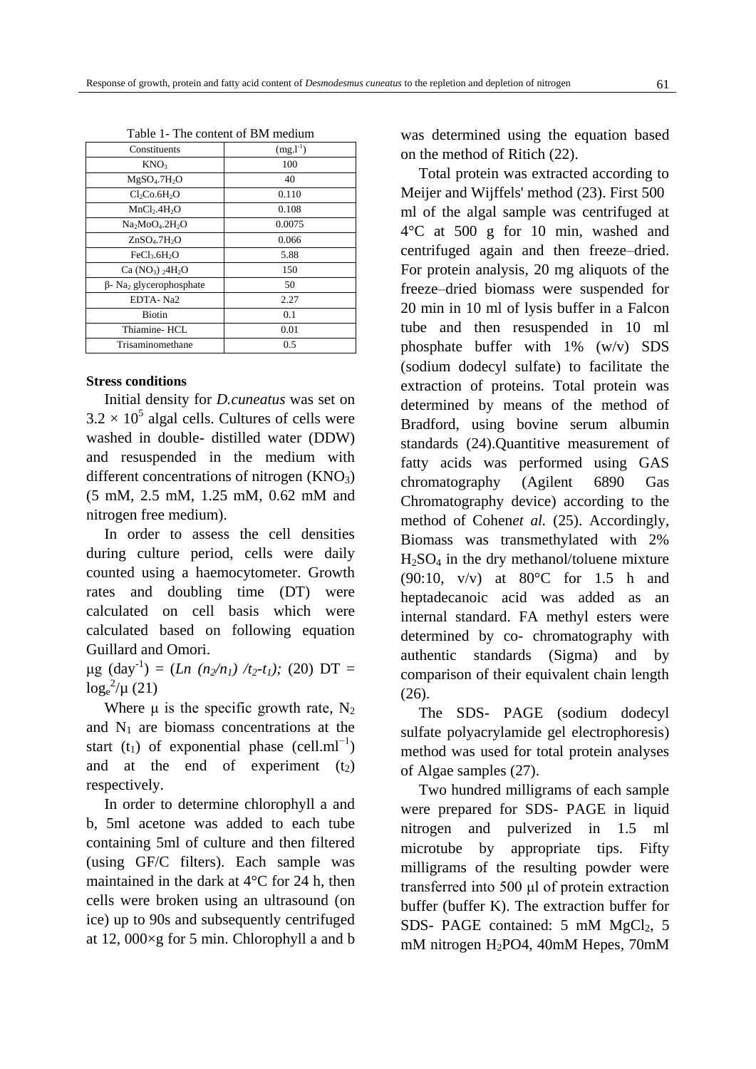Table 1- The content of BM medium

| Constituents | $(mg.l^{-1})$ |
|---|---|
| $KNO_3$ | 100 |
| $MgSO_4.7H_2O$ | 40 |
| $Cl_2Co.6H_2O$ | 0.110 |
| $MnCl_2.4H_2O$ | 0.108 |
| $Na_2MoO_4.2H_2O$ | 0.0075 |
| $ZnSO_4.7H_2O$ | 0.066 |
| $FeCl_3.6H_2O$ | 5.88 |
| $Ca(NO_3)_2 4H_2O$ | 150 |
| β- $Na_2$ glycerophosphate | 50 |
| EDTA- Na2 | 2.27 |
| Biotin | 0.1 |
| Thiamine- HCL | 0.01 |
| Trisaminomethane | 0.5 |

**Stress conditions**

Initial density for *D.cuneatus* was set on $3.2 \times 10^5$ algal cells. Cultures of cells were washed in double- distilled water (DDW) and resuspended in the medium with different concentrations of nitrogen ($KNO_3$) (5 mM, 2.5 mM, 1.25 mM, 0.62 mM and nitrogen free medium).

In order to assess the cell densities during culture period, cells were daily counted using a haemocytometer. Growth rates and doubling time (DT) were calculated on cell basis which were calculated based on following equation Guillard and Omori.

$\mu g\ (day^{-1}) = (Ln\ (n_2/n_1)\ /t_2\text{-}t_1)$; (20) DT = $\log_e{}^2/\mu$ (21)

Where μ is the specific growth rate, $N_2$ and $N_1$ are biomass concentrations at the start ($t_1$) of exponential phase ($cell.ml^{-1}$) and at the end of experiment ($t_2$) respectively.

In order to determine chlorophyll a and b, 5ml acetone was added to each tube containing 5ml of culture and then filtered (using GF/C filters). Each sample was maintained in the dark at 4°C for 24 h, then cells were broken using an ultrasound (on ice) up to 90s and subsequently centrifuged at 12, 000×g for 5 min. Chlorophyll a and b was determined using the equation based on the method of Ritich (22).

Total protein was extracted according to Meijer and Wijffels' method (23). First 500 ml of the algal sample was centrifuged at 4°C at 500 g for 10 min, washed and centrifuged again and then freeze–dried. For protein analysis, 20 mg aliquots of the freeze–dried biomass were suspended for 20 min in 10 ml of lysis buffer in a Falcon tube and then resuspended in 10 ml phosphate buffer with 1% (w/v) SDS (sodium dodecyl sulfate) to facilitate the extraction of proteins. Total protein was determined by means of the method of Bradford, using bovine serum albumin standards (24).Quantitive measurement of fatty acids was performed using GAS chromatography (Agilent 6890 Gas Chromatography device) according to the method of Cohen*et al.* (25). Accordingly, Biomass was transmethylated with 2% $H_2SO_4$ in the dry methanol/toluene mixture (90:10, v/v) at 80°C for 1.5 h and heptadecanoic acid was added as an internal standard. FA methyl esters were determined by co- chromatography with authentic standards (Sigma) and by comparison of their equivalent chain length (26).

The SDS- PAGE (sodium dodecyl sulfate polyacrylamide gel electrophoresis) method was used for total protein analyses of Algae samples (27).

Two hundred milligrams of each sample were prepared for SDS- PAGE in liquid nitrogen and pulverized in 1.5 ml microtube by appropriate tips. Fifty milligrams of the resulting powder were transferred into 500 µl of protein extraction buffer (buffer K). The extraction buffer for SDS- PAGE contained: 5 mM $MgCl_2$, 5 mM nitrogen $H_2PO4$, 40mM Hepes, 70mM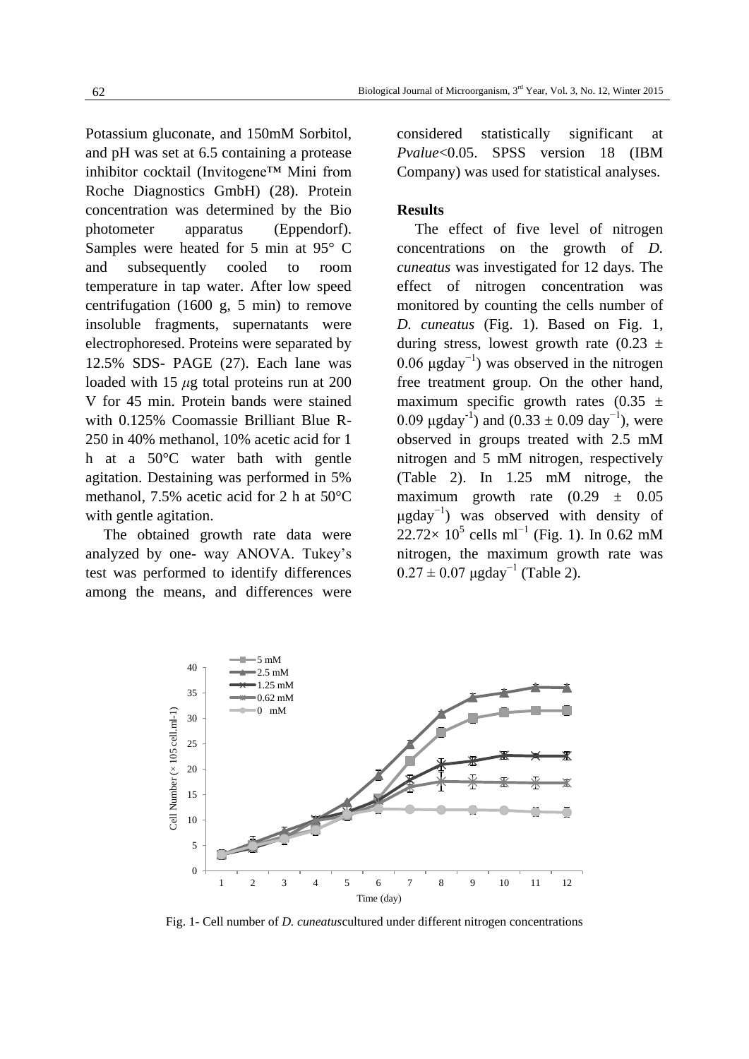Potassium gluconate, and 150mM Sorbitol, and pH was set at 6.5 containing a protease inhibitor cocktail (Invitogene™ Mini from Roche Diagnostics GmbH) (28). Protein concentration was determined by the Bio photometer apparatus (Eppendorf). Samples were heated for 5 min at 95° C and subsequently cooled to room temperature in tap water. After low speed centrifugation (1600 g, 5 min) to remove insoluble fragments, supernatants were electrophoresed. Proteins were separated by 12.5% SDS- PAGE (27). Each lane was loaded with 15 $\mu$g total proteins run at 200 V for 45 min. Protein bands were stained with 0.125% Coomassie Brilliant Blue R-250 in 40% methanol, 10% acetic acid for 1 h at a 50°C water bath with gentle agitation. Destaining was performed in 5% methanol, 7.5% acetic acid for 2 h at 50°C with gentle agitation.

The obtained growth rate data were analyzed by one- way ANOVA. Tukey's test was performed to identify differences among the means, and differences were considered statistically significant at *Pvalue*<0.05. SPSS version 18 (IBM Company) was used for statistical analyses.

## Results

The effect of five level of nitrogen concentrations on the growth of *D. cuneatus* was investigated for 12 days. The effect of nitrogen concentration was monitored by counting the cells number of *D. cuneatus* (Fig. 1). Based on Fig. 1, during stress, lowest growth rate ($0.23 \pm 0.06$ μgday$^{-1}$) was observed in the nitrogen free treatment group. On the other hand, maximum specific growth rates ($0.35 \pm 0.09$ μgday$^{-1}$) and ($0.33 \pm 0.09$ day$^{-1}$), were observed in groups treated with 2.5 mM nitrogen and 5 mM nitrogen, respectively (Table 2). In 1.25 mM nitroge, the maximum growth rate ($0.29 \pm 0.05$ μgday$^{-1}$) was observed with density of $22.72 \times 10^5$ cells ml$^{-1}$ (Fig. 1). In 0.62 mM nitrogen, the maximum growth rate was $0.27 \pm 0.07$ μgday$^{-1}$ (Table 2).

Fig. 1- Cell number of *D. cuneatus*cultured under different nitrogen concentrations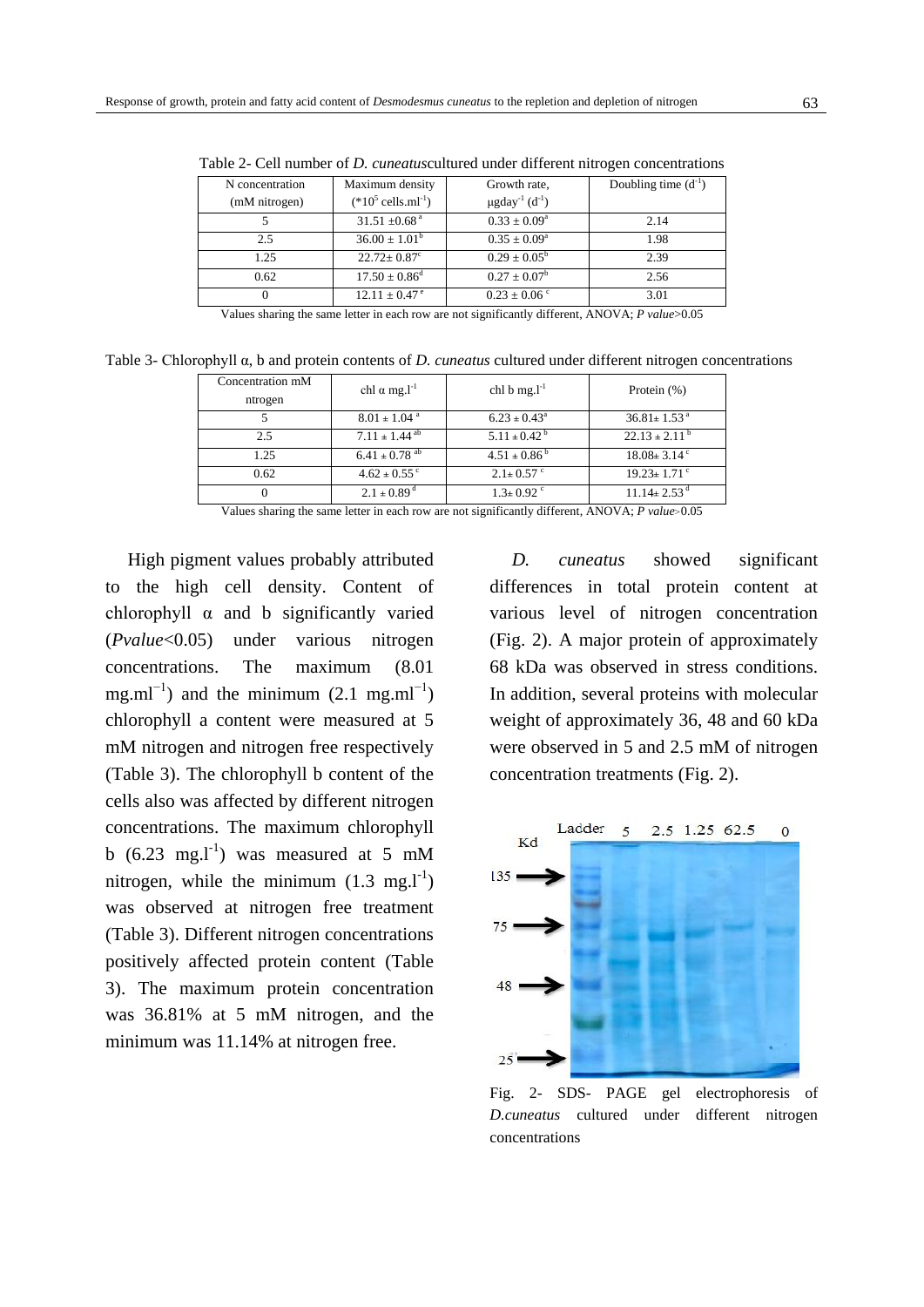Table 2- Cell number of *D. cuneatus*cultured under different nitrogen concentrations

| N concentration (mM nitrogen) | Maximum density ($*10^5$ cells.ml$^{-1}$) | Growth rate, µgday$^{-1}$ (d$^{-1}$) | Doubling time (d$^{-1}$) |
|---|---|---|---|
| 5 | 31.51 ±0.68 $^a$ | 0.33 ± 0.09$^a$ | 2.14 |
| 2.5 | 36.00 ± 1.01$^b$ | 0.35 ± 0.09$^a$ | 1.98 |
| 1.25 | 22.72± 0.87$^c$ | 0.29 ± 0.05$^b$ | 2.39 |
| 0.62 | 17.50 ± 0.86$^d$ | 0.27 ± 0.07$^b$ | 2.56 |
| 0 | 12.11 ± 0.47 $^e$ | 0.23 ± 0.06 $^c$ | 3.01 |

Values sharing the same letter in each row are not significantly different, ANOVA; *P value*>0.05

Table 3- Chlorophyll α, b and protein contents of *D. cuneatus* cultured under different nitrogen concentrations

| Concentration mM ntrogen | chl α mg.l$^{-1}$ | chl b mg.l$^{-1}$ | Protein (%) |
|---|---|---|---|
| 5 | 8.01 ± 1.04 $^a$ | 6.23 ± 0.43$^a$ | 36.81± 1.53 $^a$ |
| 2.5 | 7.11 ± 1.44 $^{ab}$ | 5.11 ± 0.42 $^b$ | 22.13 ± 2.11 $^b$ |
| 1.25 | 6.41 ± 0.78 $^{ab}$ | 4.51 ± 0.86 $^b$ | 18.08± 3.14 $^c$ |
| 0.62 | 4.62 ± 0.55 $^c$ | 2.1± 0.57 $^c$ | 19.23± 1.71 $^c$ |
| 0 | 2.1 ± 0.89 $^d$ | 1.3± 0.92 $^c$ | 11.14± 2.53 $^d$ |

Values sharing the same letter in each row are not significantly different, ANOVA; *P value*>0.05

High pigment values probably attributed to the high cell density. Content of chlorophyll α and b significantly varied (*Pvalue*<0.05) under various nitrogen concentrations. The maximum (8.01 mg.ml$^{-1}$) and the minimum (2.1 mg.ml$^{-1}$) chlorophyll a content were measured at 5 mM nitrogen and nitrogen free respectively (Table 3). The chlorophyll b content of the cells also was affected by different nitrogen concentrations. The maximum chlorophyll b (6.23 mg.l$^{-1}$) was measured at 5 mM nitrogen, while the minimum (1.3 mg.l$^{-1}$) was observed at nitrogen free treatment (Table 3). Different nitrogen concentrations positively affected protein content (Table 3). The maximum protein concentration was 36.81% at 5 mM nitrogen, and the minimum was 11.14% at nitrogen free.

*D. cuneatus* showed significant differences in total protein content at various level of nitrogen concentration (Fig. 2). A major protein of approximately 68 kDa was observed in stress conditions. In addition, several proteins with molecular weight of approximately 36, 48 and 60 kDa were observed in 5 and 2.5 mM of nitrogen concentration treatments (Fig. 2).

Fig. 2- SDS- PAGE gel electrophoresis of *D.cuneatus* cultured under different nitrogen concentrations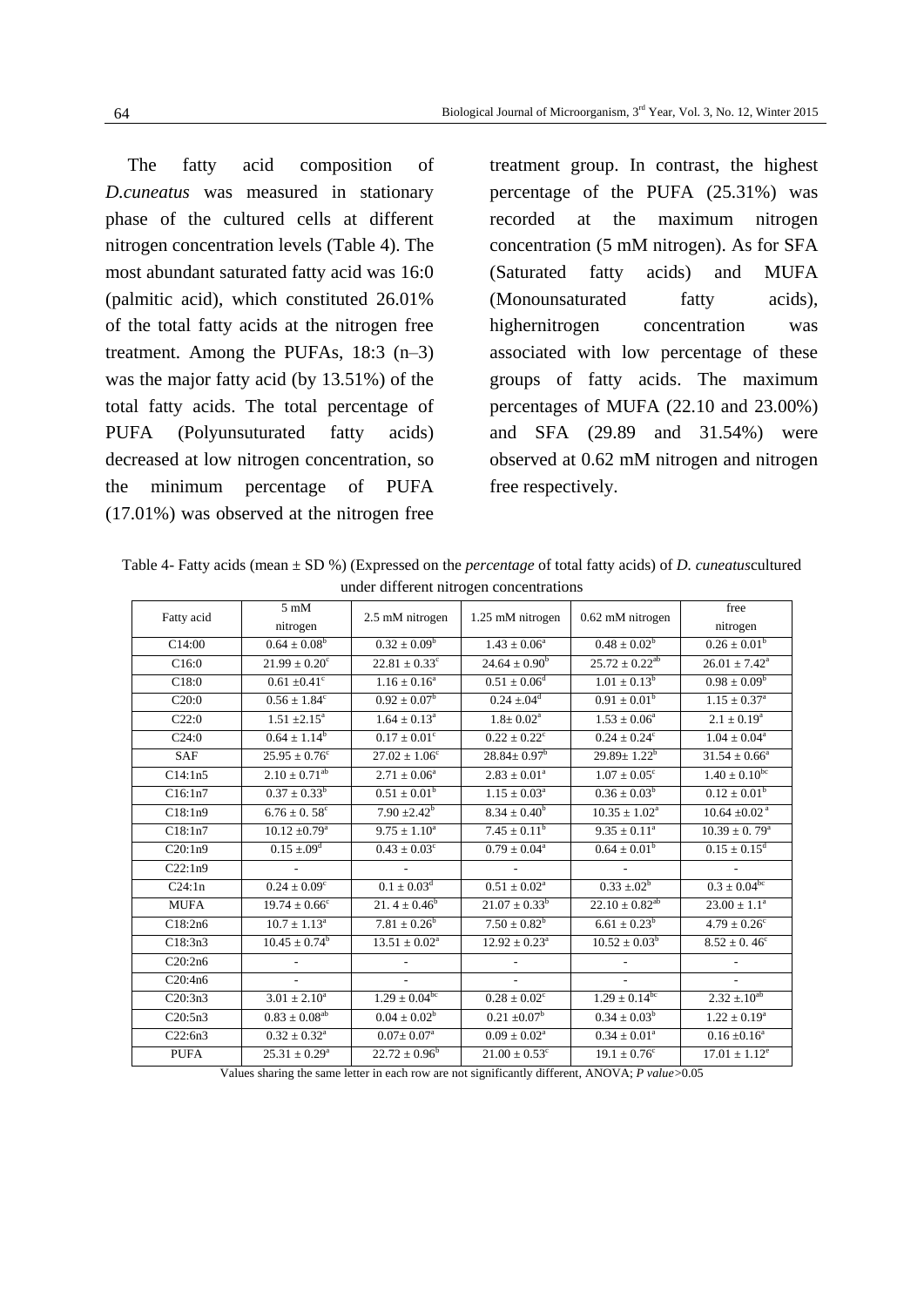The fatty acid composition of *D.cuneatus* was measured in stationary phase of the cultured cells at different nitrogen concentration levels (Table 4). The most abundant saturated fatty acid was 16:0 (palmitic acid), which constituted 26.01% of the total fatty acids at the nitrogen free treatment. Among the PUFAs, 18:3 (n–3) was the major fatty acid (by 13.51%) of the total fatty acids. The total percentage of PUFA (Polyunsutturated fatty acids) decreased at low nitrogen concentration, so the minimum percentage of PUFA (17.01%) was observed at the nitrogen free treatment group. In contrast, the highest percentage of the PUFA (25.31%) was recorded at the maximum nitrogen concentration (5 mM nitrogen). As for SFA (Saturated fatty acids) and MUFA (Monounsaturated fatty acids), highernitrogen concentration was associated with low percentage of these groups of fatty acids. The maximum percentages of MUFA (22.10 and 23.00%) and SFA (29.89 and 31.54%) were observed at 0.62 mM nitrogen and nitrogen free respectively.

Table 4- Fatty acids (mean ± SD %) (Expressed on the *percentage* of total fatty acids) of *D. cuneatus*cultured under different nitrogen concentrations

| Fatty acid | 5 mM nitrogen | 2.5 mM nitrogen | 1.25 mM nitrogen | 0.62 mM nitrogen | free nitrogen |
|---|---|---|---|---|---|
| C14:00 | 0.64 ± 0.08[b] | 0.32 ± 0.09[b] | 1.43 ± 0.06[a] | 0.48 ± 0.02[b] | 0.26 ± 0.01[b] |
| C16:0 | 21.99 ± 0.20[c] | 22.81 ± 0.33[c] | 24.64 ± 0.90[b] | 25.72 ± 0.22[ab] | 26.01 ± 7.42[a] |
| C18:0 | 0.61 ±0.41[c] | 1.16 ± 0.16[a] | 0.51 ± 0.06[d] | 1.01 ± 0.13[b] | 0.98 ± 0.09[b] |
| C20:0 | 0.56 ± 1.84[c] | 0.92 ± 0.07[b] | 0.24 ±.04[d] | 0.91 ± 0.01[b] | 1.15 ± 0.37[a] |
| C22:0 | 1.51 ±2.15[a] | 1.64 ± 0.13[a] | 1.8± 0.02[a] | 1.53 ± 0.06[a] | 2.1 ± 0.19[a] |
| C24:0 | 0.64 ± 1.14[b] | 0.17 ± 0.01[c] | 0.22 ± 0.22[c] | 0.24 ± 0.24[c] | 1.04 ± 0.04[a] |
| SAF | 25.95 ± 0.76[c] | 27.02 ± 1.06[c] | 28.84± 0.97[b] | 29.89± 1.22[b] | 31.54 ± 0.66[a] |
| C14:1n5 | 2.10 ± 0.71[ab] | 2.71 ± 0.06[a] | 2.83 ± 0.01[a] | 1.07 ± 0.05[c] | 1.40 ± 0.10[bc] |
| C16:1n7 | 0.37 ± 0.33[b] | 0.51 ± 0.01[b] | 1.15 ± 0.03[a] | 0.36 ± 0.03[b] | 0.12 ± 0.01[b] |
| C18:1n9 | 6.76 ± 0. 58[c] | 7.90 ±2.42[b] | 8.34 ± 0.40[b] | 10.35 ± 1.02[a] | 10.64 ±0.02[a] |
| C18:1n7 | 10.12 ±0.79[a] | 9.75 ± 1.10[a] | 7.45 ± 0.11[b] | 9.35 ± 0.11[a] | 10.39 ± 0. 79[a] |
| C20:1n9 | 0.15 ±.09[d] | 0.43 ± 0.03[c] | 0.79 ± 0.04[a] | 0.64 ± 0.01[b] | 0.15 ± 0.15[d] |
| C22:1n9 | - | - | - | - | - |
| C24:1n | 0.24 ± 0.09[c] | 0.1 ± 0.03[d] | 0.51 ± 0.02[a] | 0.33 ±.02[b] | 0.3 ± 0.04[bc] |
| MUFA | 19.74 ± 0.66[c] | 21. 4 ± 0.46[b] | 21.07 ± 0.33[b] | 22.10 ± 0.82[ab] | 23.00 ± 1.1[a] |
| C18:2n6 | 10.7 ± 1.13[a] | 7.81 ± 0.26[b] | 7.50 ± 0.82[b] | 6.61 ± 0.23[b] | 4.79 ± 0.26[c] |
| C18:3n3 | 10.45 ± 0.74[b] | 13.51 ± 0.02[a] | 12.92 ± 0.23[a] | 10.52 ± 0.03[b] | 8.52 ± 0. 46[c] |
| C20:2n6 | - | - | - | - | - |
| C20:4n6 | - | - | - | - | - |
| C20:3n3 | 3.01 ± 2.10[a] | 1.29 ± 0.04[bc] | 0.28 ± 0.02[c] | 1.29 ± 0.14[bc] | 2.32 ±.10[ab] |
| C20:5n3 | 0.83 ± 0.08[ab] | 0.04 ± 0.02[b] | 0.21 ±0.07[b] | 0.34 ± 0.03[b] | 1.22 ± 0.19[a] |
| C22:6n3 | 0.32 ± 0.32[a] | 0.07± 0.07[a] | 0.09 ± 0.02[a] | 0.34 ± 0.01[a] | 0.16 ±0.16[a] |
| PUFA | 25.31 ± 0.29[a] | 22.72 ± 0.96[b] | 21.00 ± 0.53[c] | 19.1 ± 0.76[c] | 17.01 ± 1.12[e] |

Values sharing the same letter in each row are not significantly different, ANOVA; *P value*>0.05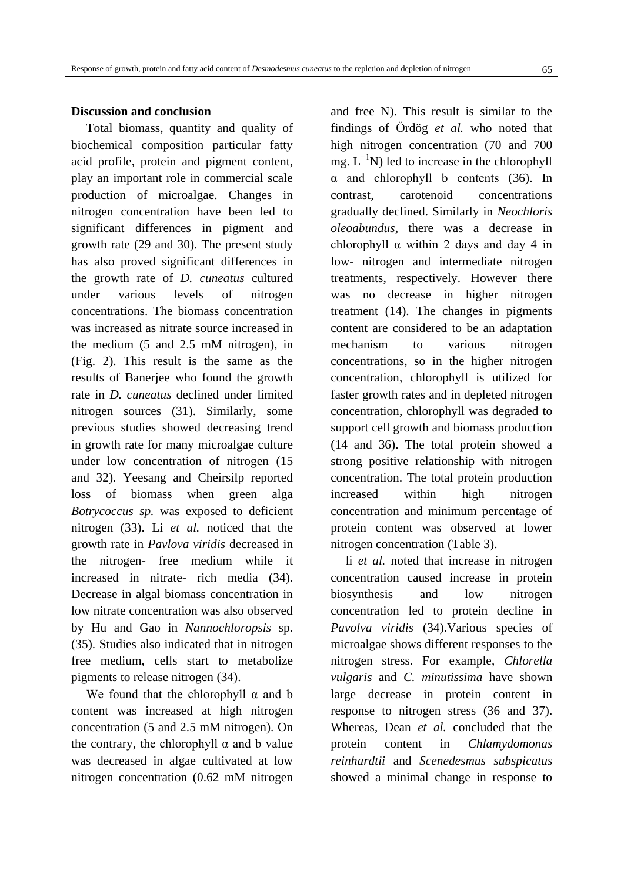**Discussion and conclusion**

Total biomass, quantity and quality of biochemical composition particular fatty acid profile, protein and pigment content, play an important role in commercial scale production of microalgae. Changes in nitrogen concentration have been led to significant differences in pigment and growth rate (29 and 30). The present study has also proved significant differences in the growth rate of *D. cuneatus* cultured under various levels of nitrogen concentrations. The biomass concentration was increased as nitrate source increased in the medium (5 and 2.5 mM nitrogen), in (Fig. 2). This result is the same as the results of Banerjee who found the growth rate in *D. cuneatus* declined under limited nitrogen sources (31). Similarly, some previous studies showed decreasing trend in growth rate for many microalgae culture under low concentration of nitrogen (15 and 32). Yeesang and Cheirsilp reported loss of biomass when green alga *Botrycoccus sp.* was exposed to deficient nitrogen (33). Li *et al.* noticed that the growth rate in *Pavlova viridis* decreased in the nitrogen- free medium while it increased in nitrate- rich media (34). Decrease in algal biomass concentration in low nitrate concentration was also observed by Hu and Gao in *Nannochloropsis* sp. (35). Studies also indicated that in nitrogen free medium, cells start to metabolize pigments to release nitrogen (34).

We found that the chlorophyll α and b content was increased at high nitrogen concentration (5 and 2.5 mM nitrogen). On the contrary, the chlorophyll α and b value was decreased in algae cultivated at low nitrogen concentration (0.62 mM nitrogen and free N). This result is similar to the findings of Ördög *et al.* who noted that high nitrogen concentration (70 and 700 mg. $L^{-1}$N) led to increase in the chlorophyll α and chlorophyll b contents (36). In contrast, carotenoid concentrations gradually declined. Similarly in *Neochloris oleoabundus*, there was a decrease in chlorophyll α within 2 days and day 4 in low- nitrogen and intermediate nitrogen treatments, respectively. However there was no decrease in higher nitrogen treatment (14). The changes in pigments content are considered to be an adaptation mechanism to various nitrogen concentrations, so in the higher nitrogen concentration, chlorophyll is utilized for faster growth rates and in depleted nitrogen concentration, chlorophyll was degraded to support cell growth and biomass production (14 and 36). The total protein showed a strong positive relationship with nitrogen concentration. The total protein production increased within high nitrogen concentration and minimum percentage of protein content was observed at lower nitrogen concentration (Table 3).

li *et al.* noted that increase in nitrogen concentration caused increase in protein biosynthesis and low nitrogen concentration led to protein decline in *Pavolva viridis* (34).Various species of microalgae shows different responses to the nitrogen stress. For example, *Chlorella vulgaris* and *C. minutissima* have shown large decrease in protein content in response to nitrogen stress (36 and 37). Whereas, Dean *et al.* concluded that the protein content in *Chlamydomonas reinhardtii* and *Scenedesmus subspicatus* showed a minimal change in response to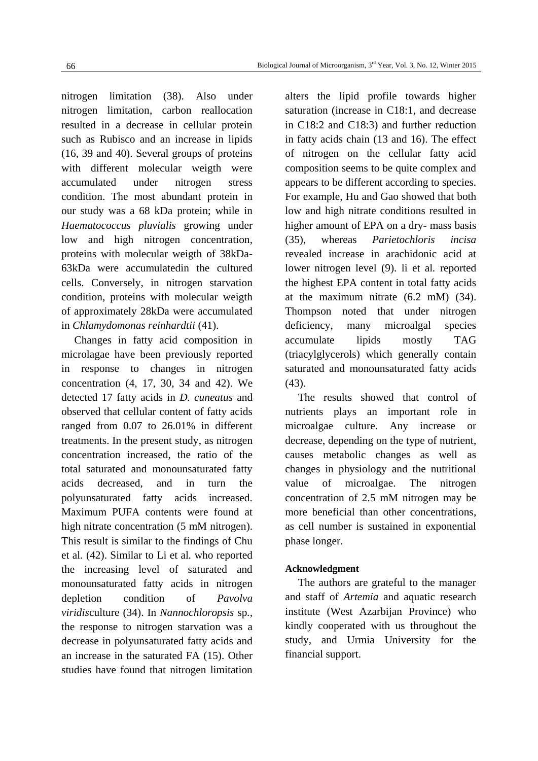nitrogen limitation (38). Also under nitrogen limitation, carbon reallocation resulted in a decrease in cellular protein such as Rubisco and an increase in lipids (16, 39 and 40). Several groups of proteins with different molecular weigth were accumulated under nitrogen stress condition. The most abundant protein in our study was a 68 kDa protein; while in *Haematococcus pluvialis* growing under low and high nitrogen concentration, proteins with molecular weigth of 38kDa-63kDa were accumulatedin the cultured cells. Conversely, in nitrogen starvation condition, proteins with molecular weigth of approximately 28kDa were accumulated in *Chlamydomonas reinhardtii* (41).

Changes in fatty acid composition in microlagae have been previously reported in response to changes in nitrogen concentration (4, 17, 30, 34 and 42). We detected 17 fatty acids in *D. cuneatus* and observed that cellular content of fatty acids ranged from 0.07 to 26.01% in different treatments. In the present study, as nitrogen concentration increased, the ratio of the total saturated and monounsaturated fatty acids decreased, and in turn the polyunsaturated fatty acids increased. Maximum PUFA contents were found at high nitrate concentration (5 mM nitrogen). This result is similar to the findings of Chu et al. (42). Similar to Li et al. who reported the increasing level of saturated and monounsaturated fatty acids in nitrogen depletion condition of *Pavolva viridis*culture (34). In *Nannochloropsis* sp., the response to nitrogen starvation was a decrease in polyunsaturated fatty acids and an increase in the saturated FA (15). Other studies have found that nitrogen limitation alters the lipid profile towards higher saturation (increase in C18:1, and decrease in C18:2 and C18:3) and further reduction in fatty acids chain (13 and 16). The effect of nitrogen on the cellular fatty acid composition seems to be quite complex and appears to be different according to species. For example, Hu and Gao showed that both low and high nitrate conditions resulted in higher amount of EPA on a dry- mass basis (35), whereas *Parietochloris incisa* revealed increase in arachidonic acid at lower nitrogen level (9). li et al. reported the highest EPA content in total fatty acids at the maximum nitrate (6.2 mM) (34). Thompson noted that under nitrogen deficiency, many microalgal species accumulate lipids mostly TAG (triacylglycerols) which generally contain saturated and monounsaturated fatty acids (43).

The results showed that control of nutrients plays an important role in microalgae culture. Any increase or decrease, depending on the type of nutrient, causes metabolic changes as well as changes in physiology and the nutritional value of microalgae. The nitrogen concentration of 2.5 mM nitrogen may be more beneficial than other concentrations, as cell number is sustained in exponential phase longer.

#### Acknowledgment

The authors are grateful to the manager and staff of *Artemia* and aquatic research institute (West Azarbijan Province) who kindly cooperated with us throughout the study, and Urmia University for the financial support.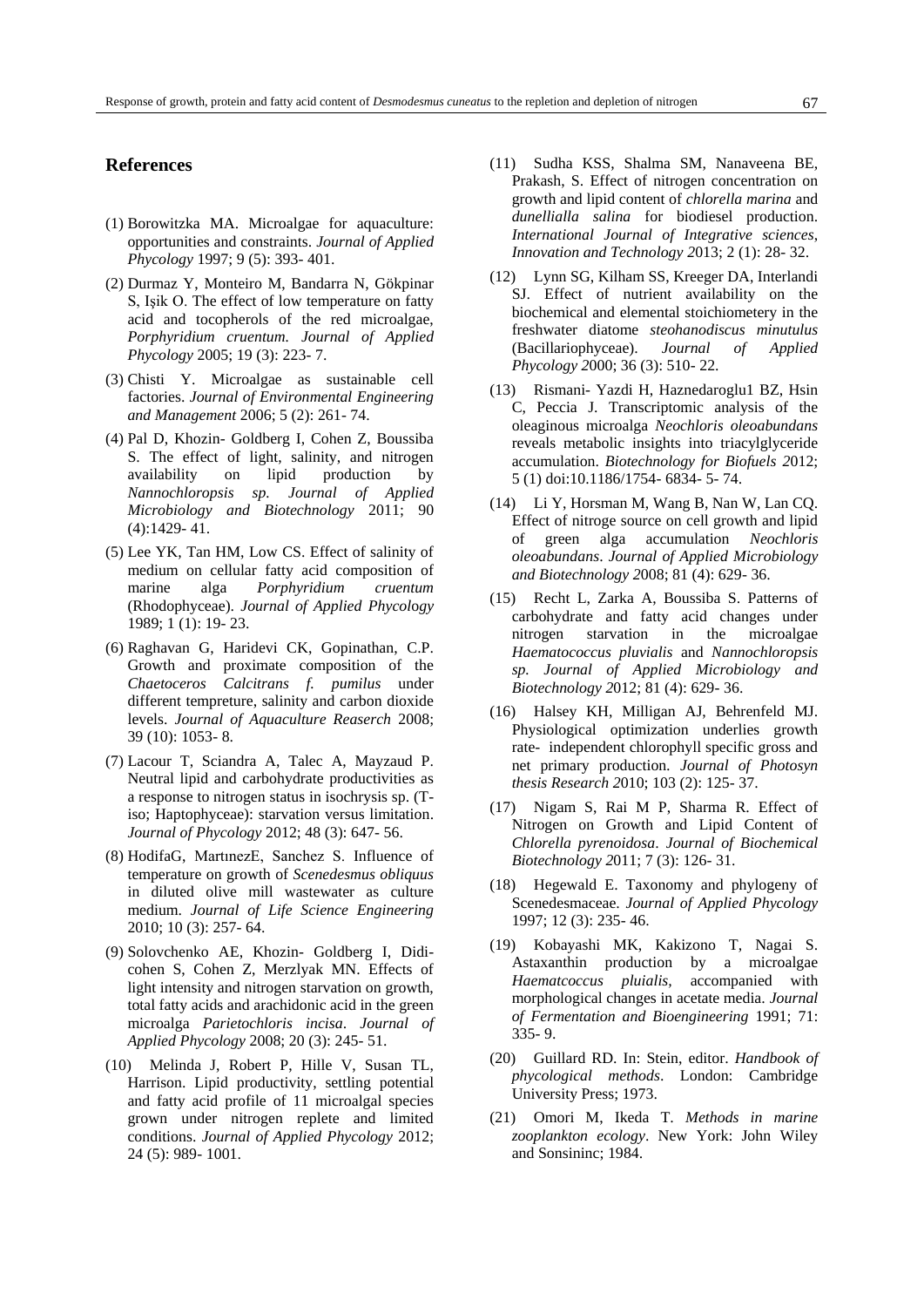## References

(1) Borowitzka MA. Microalgae for aquaculture: opportunities and constraints. *Journal of Applied Phycology* 1997; 9 (5): 393- 401.

(2) Durmaz Y, Monteiro M, Bandarra N, Gökpinar S, Işik O. The effect of low temperature on fatty acid and tocopherols of the red microalgae, *Porphyridium cruentum. Journal of Applied Phycology* 2005; 19 (3): 223- 7.

(3) Chisti Y. Microalgae as sustainable cell factories. *Journal of Environmental Engineering and Management* 2006; 5 (2): 261- 74.

(4) Pal D, Khozin- Goldberg I, Cohen Z, Boussiba S. The effect of light, salinity, and nitrogen availability on lipid production by *Nannochloropsis sp. Journal of Applied Microbiology and Biotechnology* 2011; 90 (4):1429- 41.

(5) Lee YK, Tan HM, Low CS. Effect of salinity of medium on cellular fatty acid composition of marine alga *Porphyridium cruentum* (Rhodophyceae). *Journal of Applied Phycology* 1989; 1 (1): 19- 23.

(6) Raghavan G, Haridevi CK, Gopinathan, C.P. Growth and proximate composition of the *Chaetoceros Calcitrans f. pumilus* under different tempreture, salinity and carbon dioxide levels. *Journal of Aquaculture Reaserch* 2008; 39 (10): 1053- 8.

(7) Lacour T, Sciandra A, Talec A, Mayzaud P. Neutral lipid and carbohydrate productivities as a response to nitrogen status in isochrysis sp. (T-iso; Haptophyceae): starvation versus limitation. *Journal of Phycology* 2012; 48 (3): 647- 56.

(8) HodifaG, MartınezE, Sanchez S. Influence of temperature on growth of *Scenedesmus obliquus* in diluted olive mill wastewater as culture medium. *Journal of Life Science Engineering* 2010; 10 (3): 257- 64.

(9) Solovchenko AE, Khozin- Goldberg I, Didi-cohen S, Cohen Z, Merzlyak MN. Effects of light intensity and nitrogen starvation on growth, total fatty acids and arachidonic acid in the green microalga *Parietochloris incisa*. *Journal of Applied Phycology* 2008; 20 (3): 245- 51.

(10) Melinda J, Robert P, Hille V, Susan TL, Harrison. Lipid productivity, settling potential and fatty acid profile of 11 microalgal species grown under nitrogen replete and limited conditions. *Journal of Applied Phycology* 2012; 24 (5): 989- 1001.

(11) Sudha KSS, Shalma SM, Nanaveena BE, Prakash, S. Effect of nitrogen concentration on growth and lipid content of *chlorella marina* and *dunellialla salina* for biodiesel production. *International Journal of Integrative sciences, Innovation and Technology 2*013; 2 (1): 28- 32.

(12) Lynn SG, Kilham SS, Kreeger DA, Interlandi SJ. Effect of nutrient availability on the biochemical and elemental stoichiometery in the freshwater diatome *steohanodiscus minutulus* (Bacillariophyceae). *Journal of Applied Phycology 2*000; 36 (3): 510- 22.

(13) Rismani- Yazdi H, Haznedaroglu1 BZ, Hsin C, Peccia J. Transcriptomic analysis of the oleaginous microalga *Neochloris oleoabundans* reveals metabolic insights into triacylglyceride accumulation. *Biotechnology for Biofuels 2*012; 5 (1) doi:10.1186/1754- 6834- 5- 74.

(14) Li Y, Horsman M, Wang B, Nan W, Lan CQ. Effect of nitroge source on cell growth and lipid of green alga accumulation *Neochloris oleoabundans*. *Journal of Applied Microbiology and Biotechnology 2*008; 81 (4): 629- 36.

(15) Recht L, Zarka A, Boussiba S. Patterns of carbohydrate and fatty acid changes under nitrogen starvation in the microalgae *Haematococcus pluvialis* and *Nannochloropsis sp. Journal of Applied Microbiology and Biotechnology 2*012; 81 (4): 629- 36.

(16) Halsey KH, Milligan AJ, Behrenfeld MJ. Physiological optimization underlies growth rate- independent chlorophyll specific gross and net primary production. *Journal of Photosyn thesis Research 2*010; 103 (2): 125- 37.

(17) Nigam S, Rai M P, Sharma R. Effect of Nitrogen on Growth and Lipid Content of *Chlorella pyrenoidosa*. *Journal of Biochemical Biotechnology 2*011; 7 (3): 126- 31.

(18) Hegewald E. Taxonomy and phylogeny of Scenedesmaceae. *Journal of Applied Phycology* 1997; 12 (3): 235- 46.

(19) Kobayashi MK, Kakizono T, Nagai S. Astaxanthin production by a microalgae *Haematococcus pluialis,* accompanied with morphological changes in acetate media. *Journal of Fermentation and Bioengineering* 1991; 71: 335- 9.

(20) Guillard RD. In: Stein, editor. *Handbook of phycological methods*. London: Cambridge University Press; 1973.

(21) Omori M, Ikeda T. *Methods in marine zooplankton ecology*. New York: John Wiley and Sonsininc; 1984.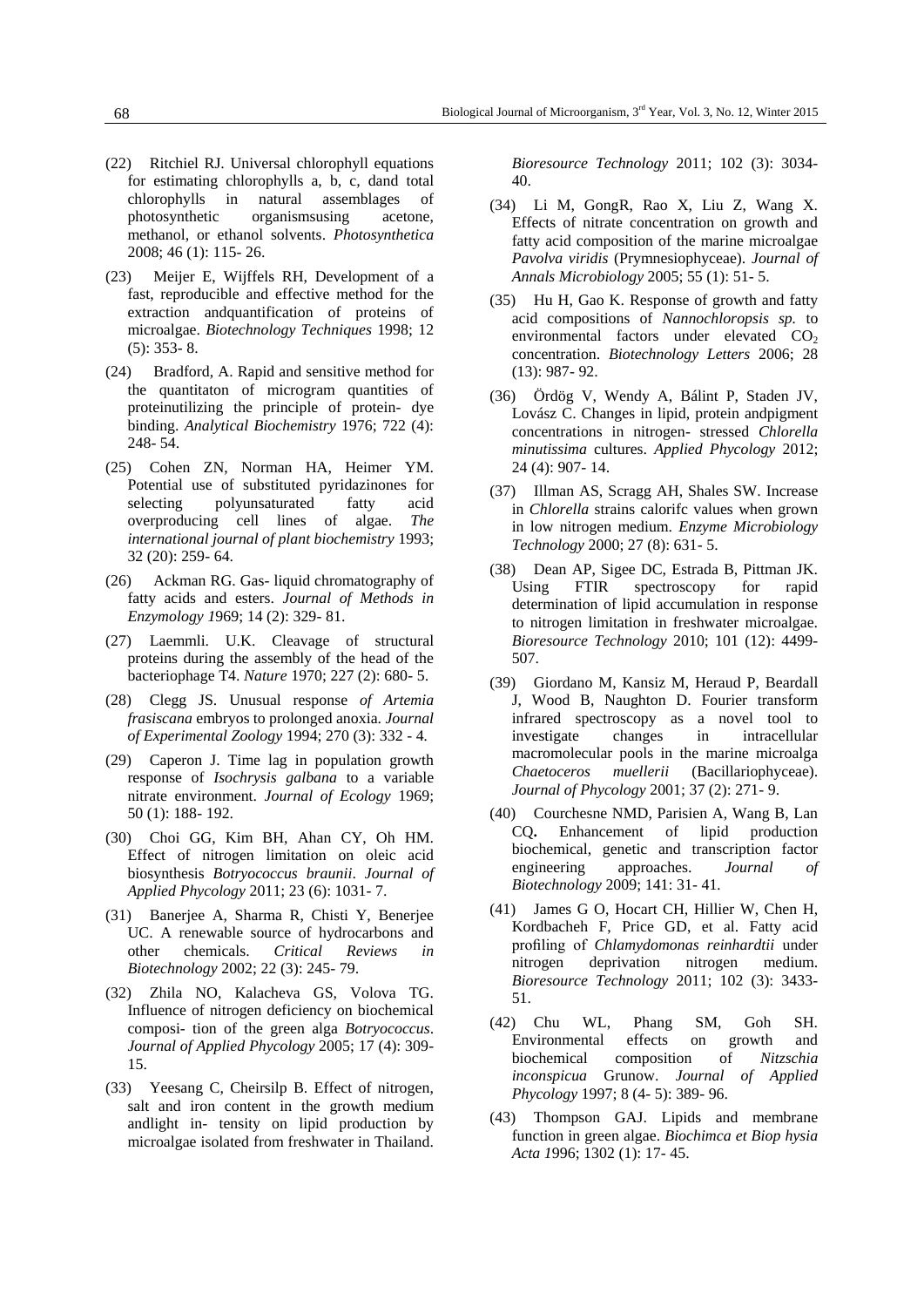(22) Ritchiel RJ. Universal chlorophyll equations for estimating chlorophylls a, b, c, dand total chlorophylls in natural assemblages of photosynthetic organismsusing acetone, methanol, or ethanol solvents. *Photosynthetica* 2008; 46 (1): 115- 26.

(23) Meijer E, Wijffels RH, Development of a fast, reproducible and effective method for the extraction andquantification of proteins of microalgae. *Biotechnology Techniques* 1998; 12 (5): 353- 8.

(24) Bradford, A. Rapid and sensitive method for the quantitaton of microgram quantities of proteinutilizing the principle of protein- dye binding. *Analytical Biochemistry* 1976; 722 (4): 248- 54.

(25) Cohen ZN, Norman HA, Heimer YM. Potential use of substituted pyridazinones for selecting polyunsaturated fatty acid overproducing cell lines of algae. *The international journal of plant biochemistry* 1993; 32 (20): 259- 64.

(26) Ackman RG. Gas- liquid chromatography of fatty acids and esters. *Journal of Methods in Enzymology 1*969; 14 (2): 329- 81.

(27) Laemmli. U.K. Cleavage of structural proteins during the assembly of the head of the bacteriophage T4. *Nature* 1970; 227 (2): 680- 5.

(28) Clegg JS. Unusual response *of Artemia frasiscana* embryos to prolonged anoxia. *Journal of Experimental Zoology* 1994; 270 (3): 332 - 4.

(29) Caperon J. Time lag in population growth response of *Isochrysis galbana* to a variable nitrate environment. *Journal of Ecology* 1969; 50 (1): 188- 192.

(30) Choi GG, Kim BH, Ahan CY, Oh HM. Effect of nitrogen limitation on oleic acid biosynthesis *Botryococcus braunii*. *Journal of Applied Phycology* 2011; 23 (6): 1031- 7.

(31) Banerjee A, Sharma R, Chisti Y, Benerjee UC. A renewable source of hydrocarbons and other chemicals. *Critical Reviews in Biotechnology* 2002; 22 (3): 245- 79.

(32) Zhila NO, Kalacheva GS, Volova TG. Influence of nitrogen deficiency on biochemical composi- tion of the green alga *Botryococcus*. *Journal of Applied Phycology* 2005; 17 (4): 309- 15.

(33) Yeesang C, Cheirsilp B. Effect of nitrogen, salt and iron content in the growth medium andlight in- tensity on lipid production by microalgae isolated from freshwater in Thailand. *Bioresource Technology* 2011; 102 (3): 3034- 40.

(34) Li M, GongR, Rao X, Liu Z, Wang X. Effects of nitrate concentration on growth and fatty acid composition of the marine microalgae *Pavolva viridis* (Prymnesiophyceae). *Journal of Annals Microbiology* 2005; 55 (1): 51- 5.

(35) Hu H, Gao K. Response of growth and fatty acid compositions of *Nannochloropsis sp.* to environmental factors under elevated $CO_2$ concentration. *Biotechnology Letters* 2006; 28 (13): 987- 92.

(36) Ördög V, Wendy A, Bálint P, Staden JV, Lovász C. Changes in lipid, protein andpigment concentrations in nitrogen- stressed *Chlorella minutissima* cultures. *Applied Phycology* 2012; 24 (4): 907- 14.

(37) Illman AS, Scragg AH, Shales SW. Increase in *Chlorella* strains calorifc values when grown in low nitrogen medium. *Enzyme Microbiology Technology* 2000; 27 (8): 631- 5.

(38) Dean AP, Sigee DC, Estrada B, Pittman JK. Using FTIR spectroscopy for rapid determination of lipid accumulation in response to nitrogen limitation in freshwater microalgae. *Bioresource Technology* 2010; 101 (12): 4499- 507.

(39) Giordano M, Kansiz M, Heraud P, Beardall J, Wood B, Naughton D. Fourier transform infrared spectroscopy as a novel tool to investigate changes in intracellular macromolecular pools in the marine microalga *Chaetoceros muellerii* (Bacillariophyceae). *Journal of Phycology* 2001; 37 (2): 271- 9.

(40) Courchesne NMD, Parisien A, Wang B, Lan CQ**.** Enhancement of lipid production biochemical, genetic and transcription factor engineering approaches. *Journal of Biotechnology* 2009; 141: 31- 41.

(41) James G O, Hocart CH, Hillier W, Chen H, Kordbacheh F, Price GD, et al. Fatty acid profiling of *Chlamydomonas reinhardtii* under nitrogen deprivation nitrogen medium. *Bioresource Technology* 2011; 102 (3): 3433- 51.

(42) Chu WL, Phang SM, Goh SH. Environmental effects on growth and biochemical composition of *Nitzschia inconspicua* Grunow. *Journal of Applied Phycology* 1997; 8 (4- 5): 389- 96.

(43) Thompson GAJ. Lipids and membrane function in green algae. *Biochimca et Biop hysia Acta 1*996; 1302 (1): 17- 45.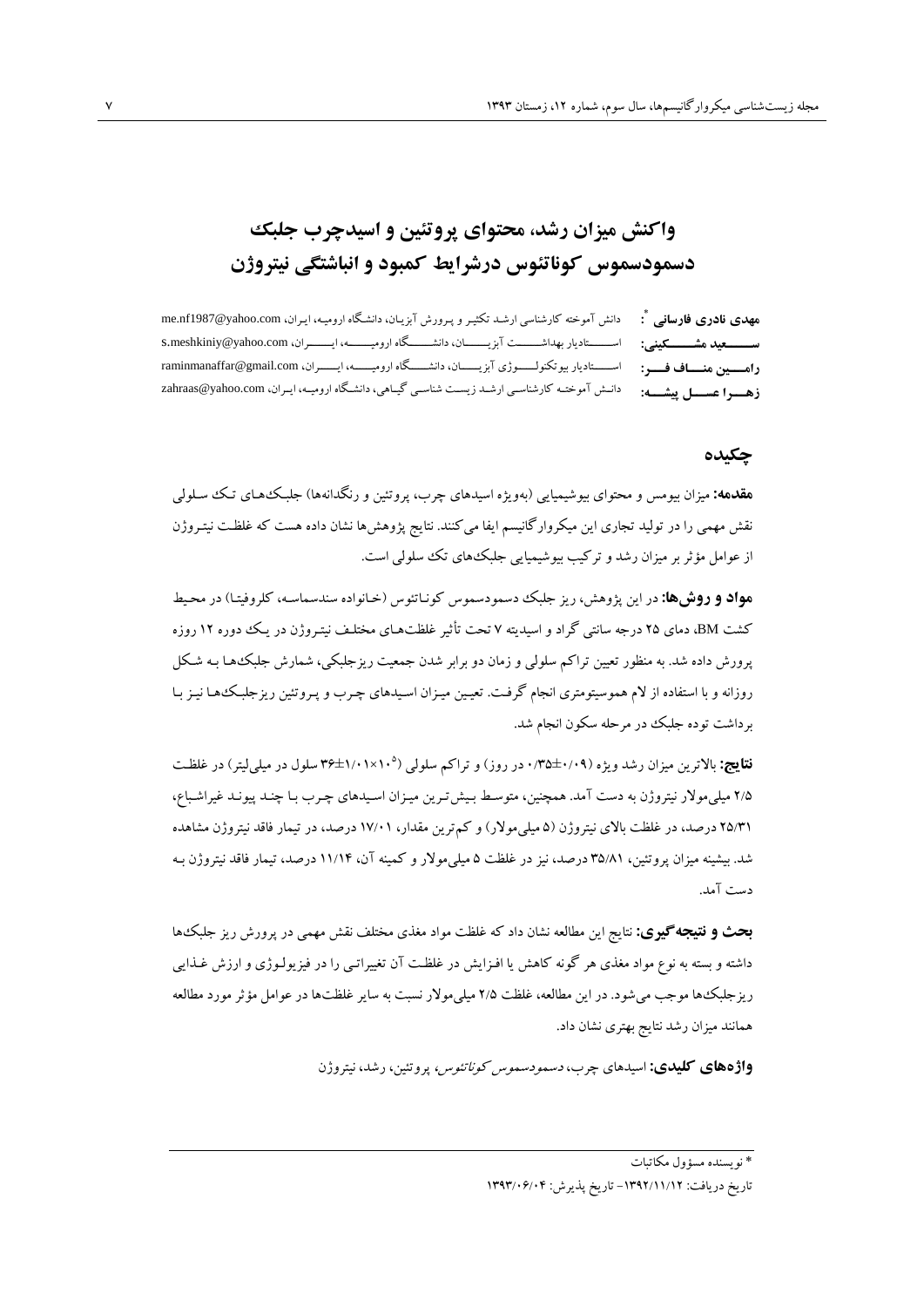# واکنش میزان رشد، محتوای پروتئین و اسیدچرب جلبک دسمودسموس کوناتئوس درشرایط کمبود و انباشتگی نیتروژن

**مهدی نادری فارسانی** *: دانش آموخته کارشناسی ارشد تکثیر و پرورش آبزیان، دانشگاه ارومیه، ایران، me.nf1987@yahoo.com

**سعید مشکینی:** استادیار بهداشت آبزیان، دانشگاه ارومیه، ایران، s.meshkiniy@yahoo.com

**رامین مناففر:** استادیار بیوتکنولوژی آبزیان، دانشگاه ارومیه، ایران، raminmanaffar@gmail.com

**زهرا عسل پیشه:** دانش آموخته کارشناسی ارشد زیست شناسی گیاهی، دانشگاه ارومیه، ایران، zahraas@yahoo.com

## چکیده

**مقدمه:** میزان بیومس و محتوای بیوشیمیایی (به‌ویژه اسیدهای چرب، پروتئین و رنگدانه‌ها) جلبک‌های تک سلولی نقش مهمی را در تولید تجاری این میکروارگانیسم ایفا می‌کنند. نتایج پژوهش‌ها نشان داده هست که غلظت نیتروژن از عوامل مؤثر بر میزان رشد و ترکیب بیوشیمیایی جلبک‌های تک سلولی است.

**مواد و روش‌ها:** در این پژوهش، ریز جلبک دسمودسموس کوناتئوس (خانواده سندسماسه، کلروفیتا) در محیط کشت BM، دمای ۲۵ درجه سانتی گراد و اسیدیته ۷ تحت تأثیر غلظت‌های مختلف نیتروژن در یک دوره ۱۲ روزه پرورش داده شد. به منظور تعیین تراکم سلولی و زمان دو برابر شدن جمعیت ریزجلبکی، شمارش جلبک‌ها به شکل روزانه و با استفاده از لام هموسیتومتری انجام گرفت. تعیین میزان اسیدهای چرب و پروتئین ریزجلبک‌ها نیز با برداشت توده جلبک در مرحله سکون انجام شد.

**نتایج:** بالاترین میزان رشد ویژه (۰/۰۹±۰/۳۵ در روز) و تراکم سلولی ($10^{5}$×۱/۰۱±۳۶ سلول در میلی‌لیتر) در غلظت ۲/۵ میلی‌مولار نیتروژن به دست آمد. همچنین، متوسط بیش‌ترین میزان اسیدهای چرب با چند پیوند غیراشباع، ۲۵/۳۱ درصد، در غلظت بالای نیتروژن (۵ میلی‌مولار) و کم‌ترین مقدار، ۱۷/۰۱ درصد، در تیمار فاقد نیتروژن مشاهده شد. بیشینه میزان پروتئین، ۳۵/۸۱ درصد، نیز در غلظت ۵ میلی‌مولار و کمینه آن، ۱۱/۱۴ درصد، تیمار فاقد نیتروژن به دست آمد.

**بحث و نتیجه‌گیری:** نتایج این مطالعه نشان داد که غلظت مواد مغذی مختلف نقش مهمی در پرورش ریز جلبک‌ها داشته و بسته به نوع مواد مغذی هر گونه کاهش یا افزایش در غلظت آن تغییراتی را در فیزیولوژی و ارزش غذایی ریزجلبک‌ها موجب می‌شود. در این مطالعه، غلظت ۲/۵ میلی‌مولار نسبت به سایر غلظت‌ها در عوامل مؤثر مورد مطالعه همانند میزان رشد نتایج بهتری نشان داد.

**واژه‌های کلیدی:** اسیدهای چرب، *دسمودسموس کوناتئوس*، پروتئین، رشد، نیتروژن

---

* نویسنده مسؤول مکاتبات

تاریخ دریافت: ۱۳۹۲/۱۱/۱۲- تاریخ پذیرش: ۱۳۹۳/۰۶/۰۴